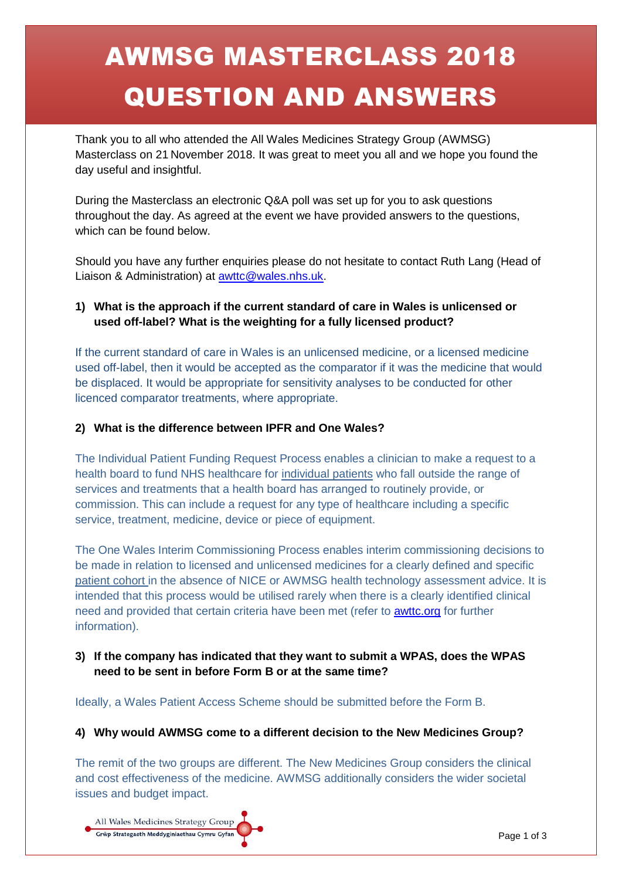# AWMSG MASTERCLASS 2018 QUESTION AND ANSWERS

Thank you to all who attended the All Wales Medicines Strategy Group (AWMSG) Masterclass on 21 November 2018. It was great to meet you all and we hope you found the day useful and insightful.

During the Masterclass an electronic Q&A poll was set up for you to ask questions throughout the day. As agreed at the event we have provided answers to the questions, which can be found below.

Should you have any further enquiries please do not hesitate to contact Ruth Lang (Head of Liaison & Administration) at awttc@wales.nhs.uk.

**1) What is the approach if the current standard of care in Wales is unlicensed or used off-label? What is the weighting for a fully licensed product?**

If the current standard of care in Wales is an unlicensed medicine, or a licensed medicine used off-label, then it would be accepted as the comparator if it was the medicine that would be displaced. It would be appropriate for sensitivity analyses to be conducted for other licenced comparator treatments, where appropriate.

**2) What is the difference between IPFR and One Wales?**

The Individual Patient Funding Request Process enables a clinician to make a request to a health board to fund NHS healthcare for individual patients who fall outside the range of services and treatments that a health board has arranged to routinely provide, or commission. This can include a request for any type of healthcare including a specific service, treatment, medicine, device or piece of equipment.

The One Wales Interim Commissioning Process enables interim commissioning decisions to be made in relation to licensed and unlicensed medicines for a clearly defined and specific patient cohort in the absence of NICE or AWMSG health technology assessment advice. It is intended that this process would be utilised rarely when there is a clearly identified clinical need and provided that certain criteria have been met (refer to awttc.org for further information).

**3) If the company has indicated that they want to submit a WPAS, does the WPAS need to be sent in before Form B or at the same time?**

Ideally, a Wales Patient Access Scheme should be submitted before the Form B.

**4) Why would AWMSG come to a different decision to the New Medicines Group?**

The remit of the two groups are different. The New Medicines Group considers the clinical and cost effectiveness of the medicine. AWMSG additionally considers the wider societal issues and budget impact.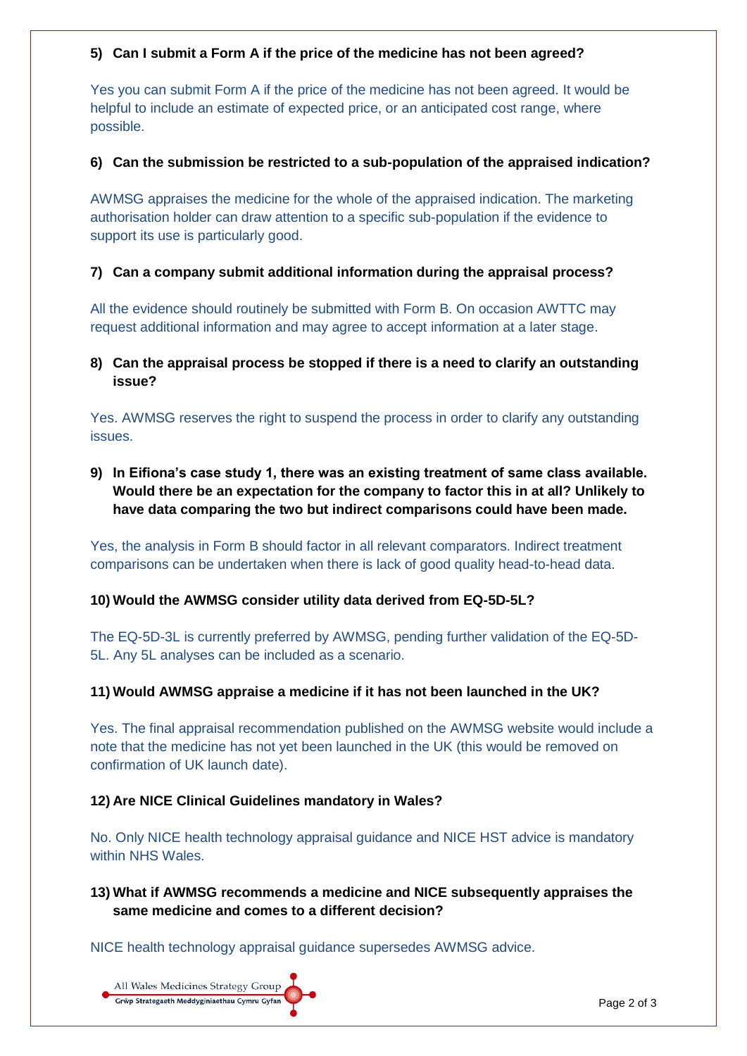**5) Can I submit a Form A if the price of the medicine has not been agreed?**

Yes you can submit Form A if the price of the medicine has not been agreed. It would be helpful to include an estimate of expected price, or an anticipated cost range, where possible.

**6) Can the submission be restricted to a sub-population of the appraised indication?**

AWMSG appraises the medicine for the whole of the appraised indication. The marketing authorisation holder can draw attention to a specific sub-population if the evidence to support its use is particularly good.

**7) Can a company submit additional information during the appraisal process?**

All the evidence should routinely be submitted with Form B. On occasion AWTTC may request additional information and may agree to accept information at a later stage.

**8) Can the appraisal process be stopped if there is a need to clarify an outstanding issue?**

Yes. AWMSG reserves the right to suspend the process in order to clarify any outstanding issues.

**9) In Eifiona's case study 1, there was an existing treatment of same class available. Would there be an expectation for the company to factor this in at all? Unlikely to have data comparing the two but indirect comparisons could have been made.**

Yes, the analysis in Form B should factor in all relevant comparators. Indirect treatment comparisons can be undertaken when there is lack of good quality head-to-head data.

**10) Would the AWMSG consider utility data derived from EQ-5D-5L?**

The EQ-5D-3L is currently preferred by AWMSG, pending further validation of the EQ-5D-5L. Any 5L analyses can be included as a scenario.

**11) Would AWMSG appraise a medicine if it has not been launched in the UK?**

Yes. The final appraisal recommendation published on the AWMSG website would include a note that the medicine has not yet been launched in the UK (this would be removed on confirmation of UK launch date).

**12) Are NICE Clinical Guidelines mandatory in Wales?**

No. Only NICE health technology appraisal guidance and NICE HST advice is mandatory within NHS Wales.

**13) What if AWMSG recommends a medicine and NICE subsequently appraises the same medicine and comes to a different decision?**

NICE health technology appraisal guidance supersedes AWMSG advice.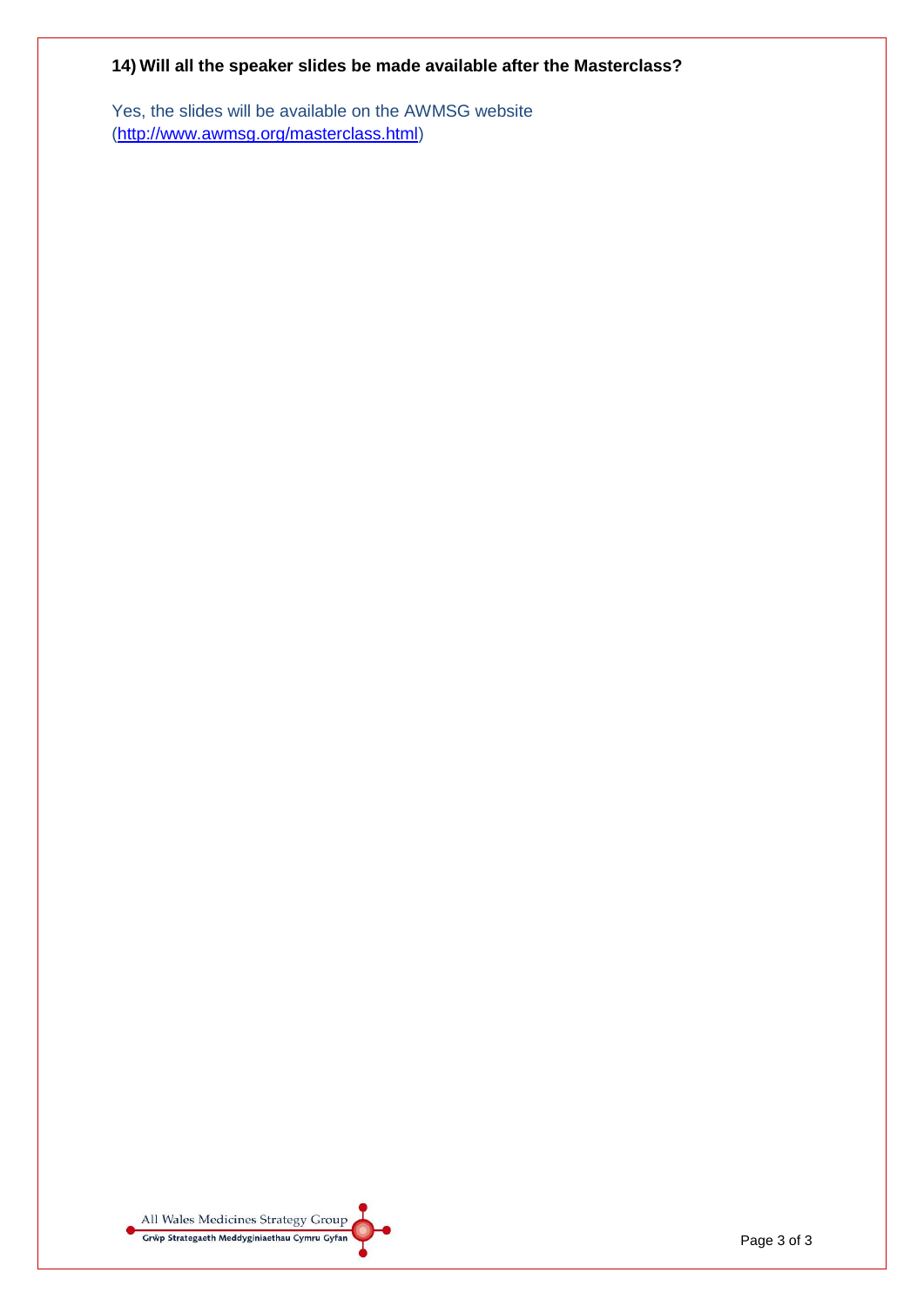**14) Will all the speaker slides be made available after the Masterclass?**

Yes, the slides will be available on the AWMSG website (http://www.awmsg.org/masterclass.html)